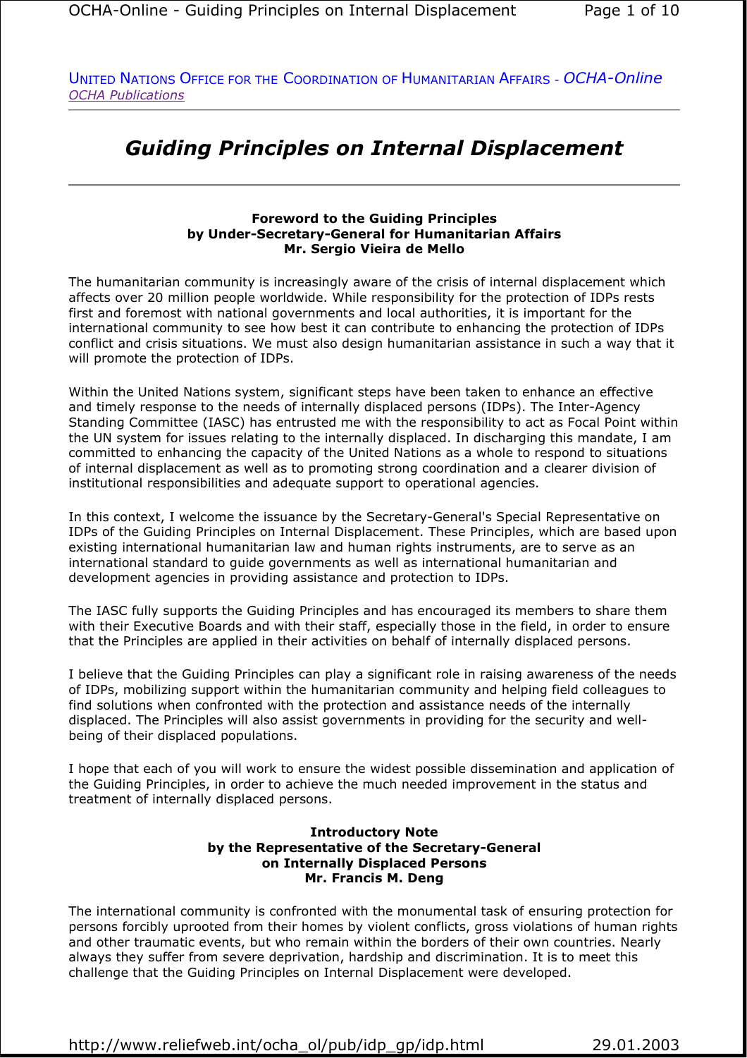UNITED NATIONS OFFICE FOR THE COORDINATION OF HUMANITARIAN AFFAIRS - *OCHA-Online*
*OCHA Publications*

---

# *Guiding Principles on Internal Displacement*

---

**Foreword to the Guiding Principles**
**by Under-Secretary-General for Humanitarian Affairs**
**Mr. Sergio Vieira de Mello**

The humanitarian community is increasingly aware of the crisis of internal displacement which affects over 20 million people worldwide. While responsibility for the protection of IDPs rests first and foremost with national governments and local authorities, it is important for the international community to see how best it can contribute to enhancing the protection of IDPs conflict and crisis situations. We must also design humanitarian assistance in such a way that it will promote the protection of IDPs.

Within the United Nations system, significant steps have been taken to enhance an effective and timely response to the needs of internally displaced persons (IDPs). The Inter-Agency Standing Committee (IASC) has entrusted me with the responsibility to act as Focal Point within the UN system for issues relating to the internally displaced. In discharging this mandate, I am committed to enhancing the capacity of the United Nations as a whole to respond to situations of internal displacement as well as to promoting strong coordination and a clearer division of institutional responsibilities and adequate support to operational agencies.

In this context, I welcome the issuance by the Secretary-General's Special Representative on IDPs of the Guiding Principles on Internal Displacement. These Principles, which are based upon existing international humanitarian law and human rights instruments, are to serve as an international standard to guide governments as well as international humanitarian and development agencies in providing assistance and protection to IDPs.

The IASC fully supports the Guiding Principles and has encouraged its members to share them with their Executive Boards and with their staff, especially those in the field, in order to ensure that the Principles are applied in their activities on behalf of internally displaced persons.

I believe that the Guiding Principles can play a significant role in raising awareness of the needs of IDPs, mobilizing support within the humanitarian community and helping field colleagues to find solutions when confronted with the protection and assistance needs of the internally displaced. The Principles will also assist governments in providing for the security and well-being of their displaced populations.

I hope that each of you will work to ensure the widest possible dissemination and application of the Guiding Principles, in order to achieve the much needed improvement in the status and treatment of internally displaced persons.

**Introductory Note**
**by the Representative of the Secretary-General**
**on Internally Displaced Persons**
**Mr. Francis M. Deng**

The international community is confronted with the monumental task of ensuring protection for persons forcibly uprooted from their homes by violent conflicts, gross violations of human rights and other traumatic events, but who remain within the borders of their own countries. Nearly always they suffer from severe deprivation, hardship and discrimination. It is to meet this challenge that the Guiding Principles on Internal Displacement were developed.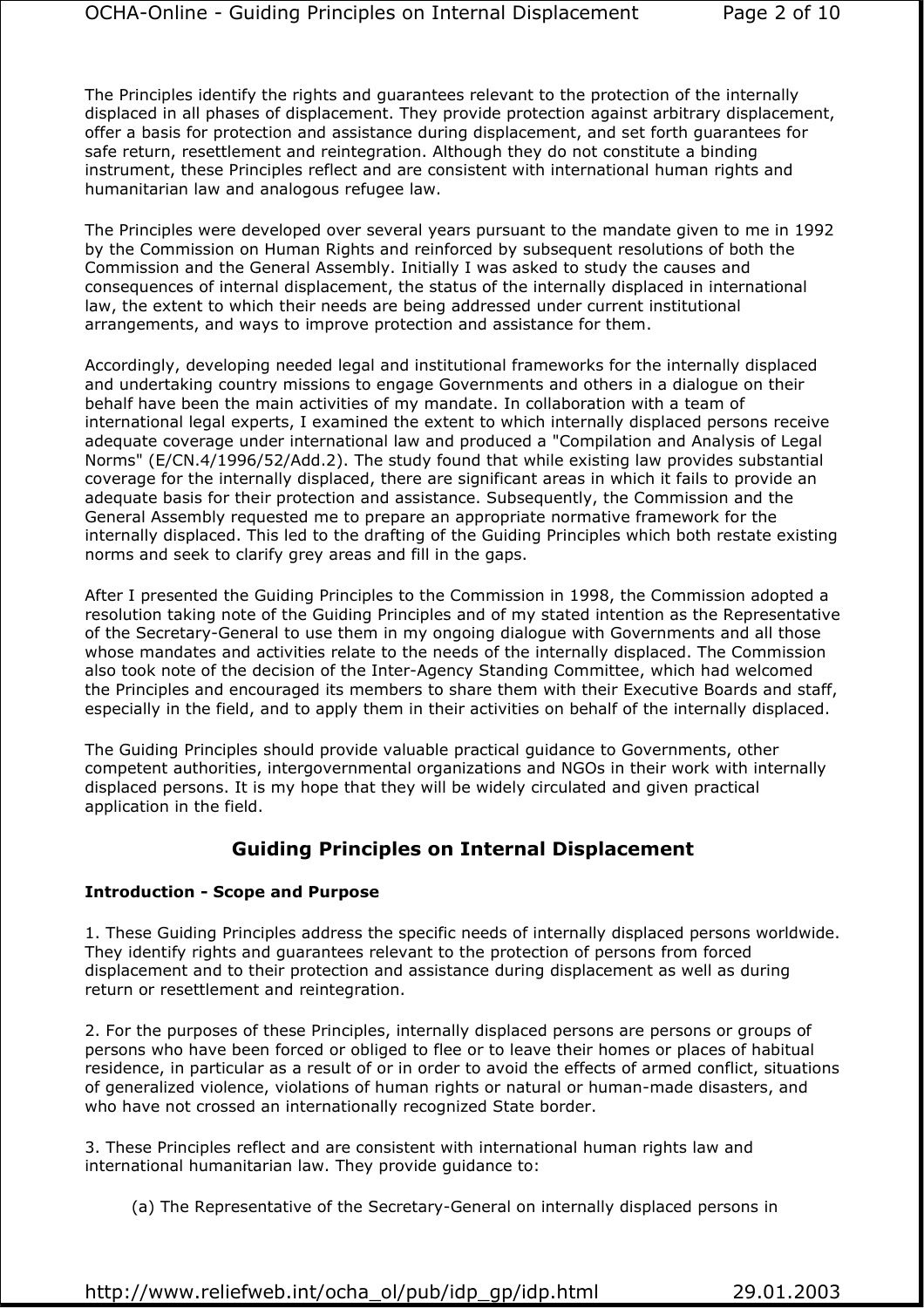The Principles identify the rights and guarantees relevant to the protection of the internally displaced in all phases of displacement. They provide protection against arbitrary displacement, offer a basis for protection and assistance during displacement, and set forth guarantees for safe return, resettlement and reintegration. Although they do not constitute a binding instrument, these Principles reflect and are consistent with international human rights and humanitarian law and analogous refugee law.

The Principles were developed over several years pursuant to the mandate given to me in 1992 by the Commission on Human Rights and reinforced by subsequent resolutions of both the Commission and the General Assembly. Initially I was asked to study the causes and consequences of internal displacement, the status of the internally displaced in international law, the extent to which their needs are being addressed under current institutional arrangements, and ways to improve protection and assistance for them.

Accordingly, developing needed legal and institutional frameworks for the internally displaced and undertaking country missions to engage Governments and others in a dialogue on their behalf have been the main activities of my mandate. In collaboration with a team of international legal experts, I examined the extent to which internally displaced persons receive adequate coverage under international law and produced a "Compilation and Analysis of Legal Norms" (E/CN.4/1996/52/Add.2). The study found that while existing law provides substantial coverage for the internally displaced, there are significant areas in which it fails to provide an adequate basis for their protection and assistance. Subsequently, the Commission and the General Assembly requested me to prepare an appropriate normative framework for the internally displaced. This led to the drafting of the Guiding Principles which both restate existing norms and seek to clarify grey areas and fill in the gaps.

After I presented the Guiding Principles to the Commission in 1998, the Commission adopted a resolution taking note of the Guiding Principles and of my stated intention as the Representative of the Secretary-General to use them in my ongoing dialogue with Governments and all those whose mandates and activities relate to the needs of the internally displaced. The Commission also took note of the decision of the Inter-Agency Standing Committee, which had welcomed the Principles and encouraged its members to share them with their Executive Boards and staff, especially in the field, and to apply them in their activities on behalf of the internally displaced.

The Guiding Principles should provide valuable practical guidance to Governments, other competent authorities, intergovernmental organizations and NGOs in their work with internally displaced persons. It is my hope that they will be widely circulated and given practical application in the field.

## Guiding Principles on Internal Displacement

**Introduction - Scope and Purpose**

1. These Guiding Principles address the specific needs of internally displaced persons worldwide. They identify rights and guarantees relevant to the protection of persons from forced displacement and to their protection and assistance during displacement as well as during return or resettlement and reintegration.

2. For the purposes of these Principles, internally displaced persons are persons or groups of persons who have been forced or obliged to flee or to leave their homes or places of habitual residence, in particular as a result of or in order to avoid the effects of armed conflict, situations of generalized violence, violations of human rights or natural or human-made disasters, and who have not crossed an internationally recognized State border.

3. These Principles reflect and are consistent with international human rights law and international humanitarian law. They provide guidance to:

(a) The Representative of the Secretary-General on internally displaced persons in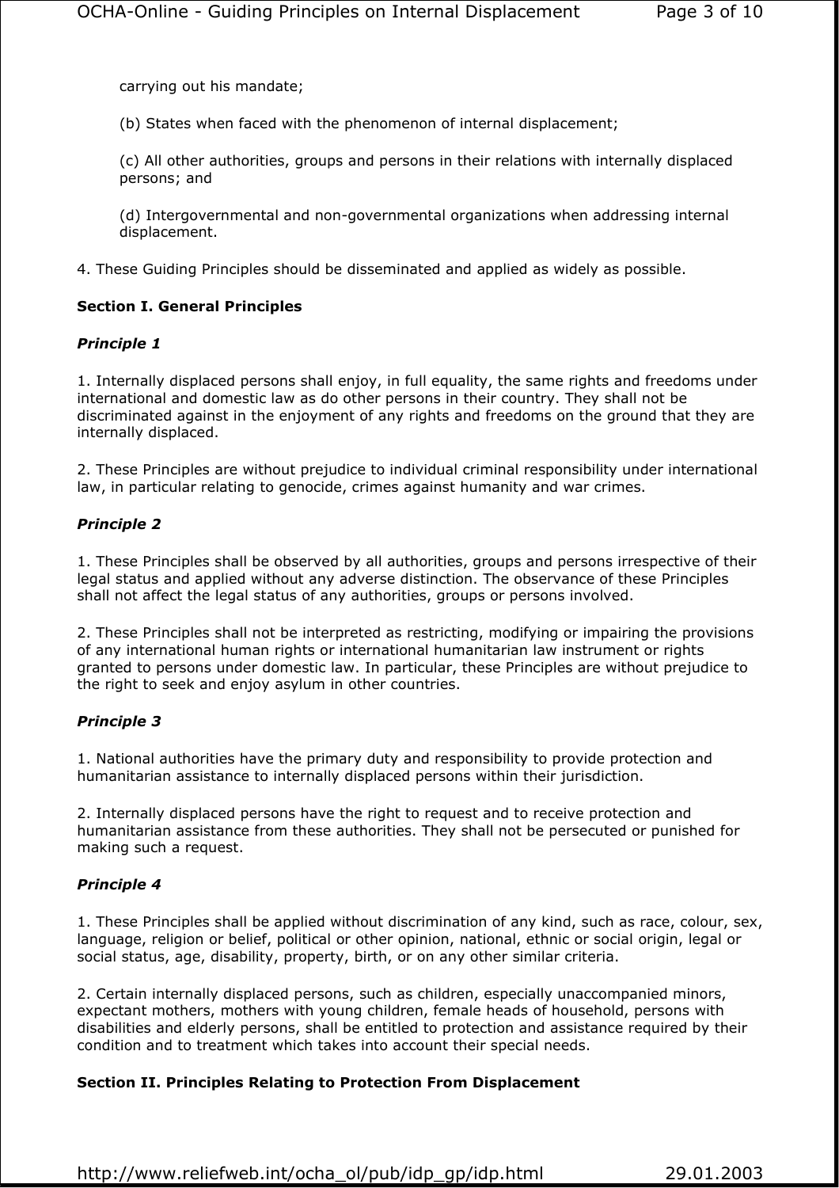carrying out his mandate;

(b) States when faced with the phenomenon of internal displacement;

(c) All other authorities, groups and persons in their relations with internally displaced persons; and

(d) Intergovernmental and non-governmental organizations when addressing internal displacement.

4. These Guiding Principles should be disseminated and applied as widely as possible.

## Section I. General Principles

### *Principle 1*

1. Internally displaced persons shall enjoy, in full equality, the same rights and freedoms under international and domestic law as do other persons in their country. They shall not be discriminated against in the enjoyment of any rights and freedoms on the ground that they are internally displaced.

2. These Principles are without prejudice to individual criminal responsibility under international law, in particular relating to genocide, crimes against humanity and war crimes.

### *Principle 2*

1. These Principles shall be observed by all authorities, groups and persons irrespective of their legal status and applied without any adverse distinction. The observance of these Principles shall not affect the legal status of any authorities, groups or persons involved.

2. These Principles shall not be interpreted as restricting, modifying or impairing the provisions of any international human rights or international humanitarian law instrument or rights granted to persons under domestic law. In particular, these Principles are without prejudice to the right to seek and enjoy asylum in other countries.

### *Principle 3*

1. National authorities have the primary duty and responsibility to provide protection and humanitarian assistance to internally displaced persons within their jurisdiction.

2. Internally displaced persons have the right to request and to receive protection and humanitarian assistance from these authorities. They shall not be persecuted or punished for making such a request.

### *Principle 4*

1. These Principles shall be applied without discrimination of any kind, such as race, colour, sex, language, religion or belief, political or other opinion, national, ethnic or social origin, legal or social status, age, disability, property, birth, or on any other similar criteria.

2. Certain internally displaced persons, such as children, especially unaccompanied minors, expectant mothers, mothers with young children, female heads of household, persons with disabilities and elderly persons, shall be entitled to protection and assistance required by their condition and to treatment which takes into account their special needs.

## Section II. Principles Relating to Protection From Displacement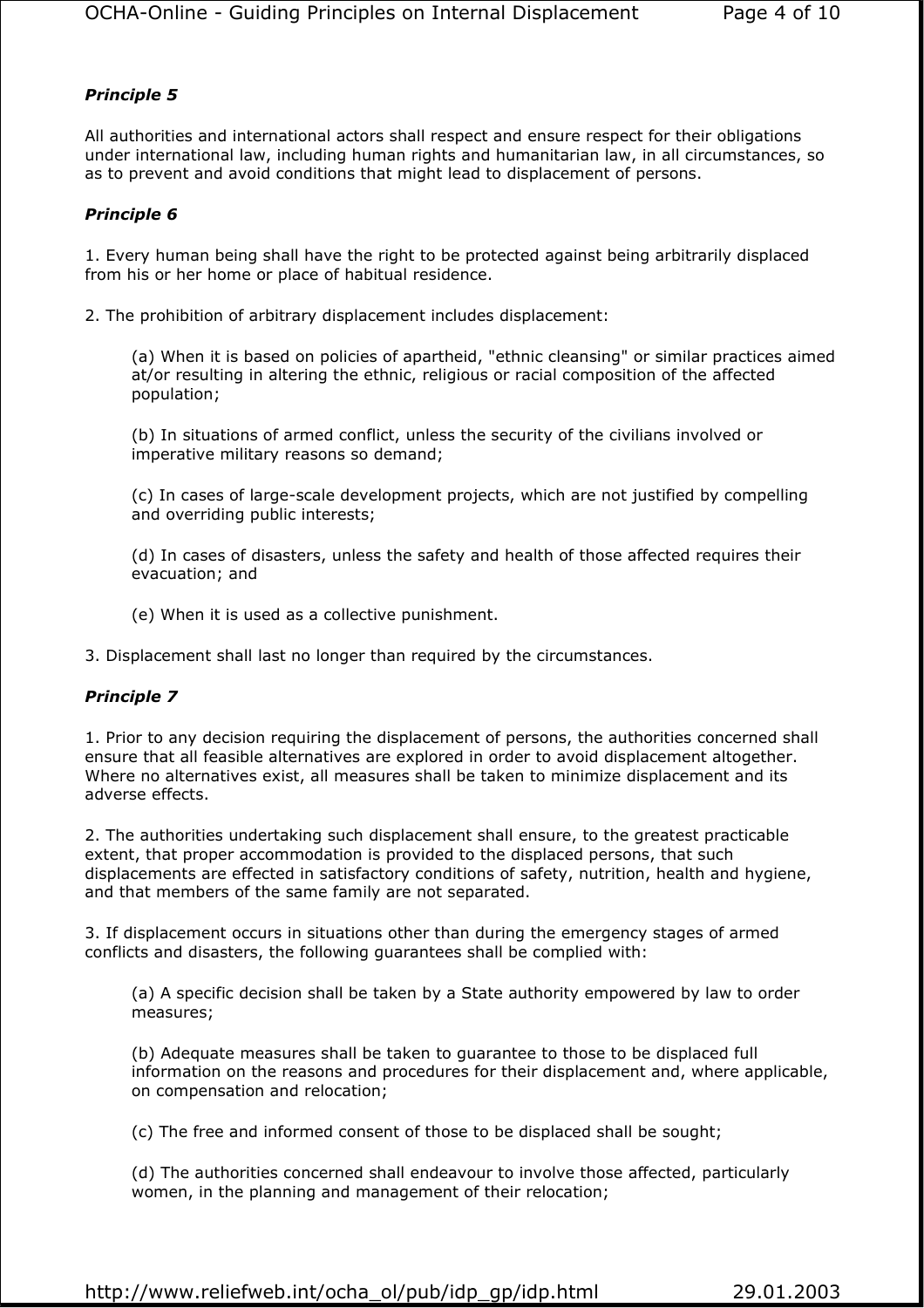***Principle 5***

All authorities and international actors shall respect and ensure respect for their obligations under international law, including human rights and humanitarian law, in all circumstances, so as to prevent and avoid conditions that might lead to displacement of persons.

***Principle 6***

1. Every human being shall have the right to be protected against being arbitrarily displaced from his or her home or place of habitual residence.

2. The prohibition of arbitrary displacement includes displacement:

   (a) When it is based on policies of apartheid, "ethnic cleansing" or similar practices aimed at/or resulting in altering the ethnic, religious or racial composition of the affected population;

   (b) In situations of armed conflict, unless the security of the civilians involved or imperative military reasons so demand;

   (c) In cases of large-scale development projects, which are not justified by compelling and overriding public interests;

   (d) In cases of disasters, unless the safety and health of those affected requires their evacuation; and

   (e) When it is used as a collective punishment.

3. Displacement shall last no longer than required by the circumstances.

***Principle 7***

1. Prior to any decision requiring the displacement of persons, the authorities concerned shall ensure that all feasible alternatives are explored in order to avoid displacement altogether. Where no alternatives exist, all measures shall be taken to minimize displacement and its adverse effects.

2. The authorities undertaking such displacement shall ensure, to the greatest practicable extent, that proper accommodation is provided to the displaced persons, that such displacements are effected in satisfactory conditions of safety, nutrition, health and hygiene, and that members of the same family are not separated.

3. If displacement occurs in situations other than during the emergency stages of armed conflicts and disasters, the following guarantees shall be complied with:

   (a) A specific decision shall be taken by a State authority empowered by law to order measures;

   (b) Adequate measures shall be taken to guarantee to those to be displaced full information on the reasons and procedures for their displacement and, where applicable, on compensation and relocation;

   (c) The free and informed consent of those to be displaced shall be sought;

   (d) The authorities concerned shall endeavour to involve those affected, particularly women, in the planning and management of their relocation;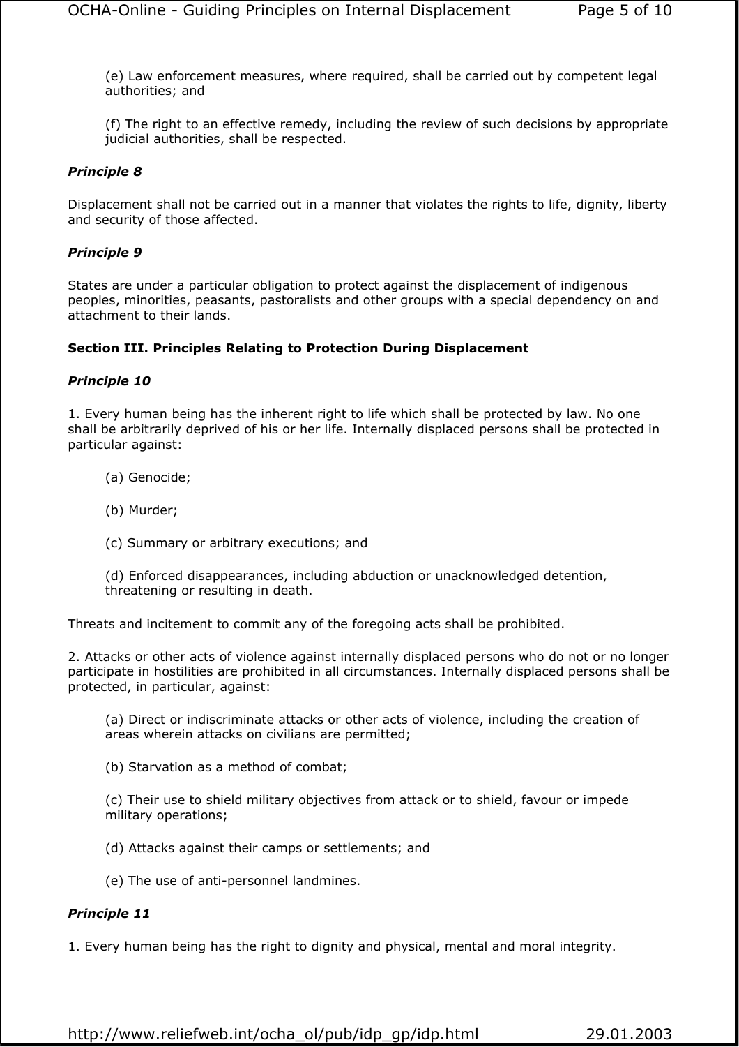(e) Law enforcement measures, where required, shall be carried out by competent legal authorities; and

(f) The right to an effective remedy, including the review of such decisions by appropriate judicial authorities, shall be respected.

***Principle 8***

Displacement shall not be carried out in a manner that violates the rights to life, dignity, liberty and security of those affected.

***Principle 9***

States are under a particular obligation to protect against the displacement of indigenous peoples, minorities, peasants, pastoralists and other groups with a special dependency on and attachment to their lands.

## Section III. Principles Relating to Protection During Displacement

***Principle 10***

1. Every human being has the inherent right to life which shall be protected by law. No one shall be arbitrarily deprived of his or her life. Internally displaced persons shall be protected in particular against:

   (a) Genocide;

   (b) Murder;

   (c) Summary or arbitrary executions; and

   (d) Enforced disappearances, including abduction or unacknowledged detention, threatening or resulting in death.

Threats and incitement to commit any of the foregoing acts shall be prohibited.

2. Attacks or other acts of violence against internally displaced persons who do not or no longer participate in hostilities are prohibited in all circumstances. Internally displaced persons shall be protected, in particular, against:

   (a) Direct or indiscriminate attacks or other acts of violence, including the creation of areas wherein attacks on civilians are permitted;

   (b) Starvation as a method of combat;

   (c) Their use to shield military objectives from attack or to shield, favour or impede military operations;

   (d) Attacks against their camps or settlements; and

   (e) The use of anti-personnel landmines.

***Principle 11***

1. Every human being has the right to dignity and physical, mental and moral integrity.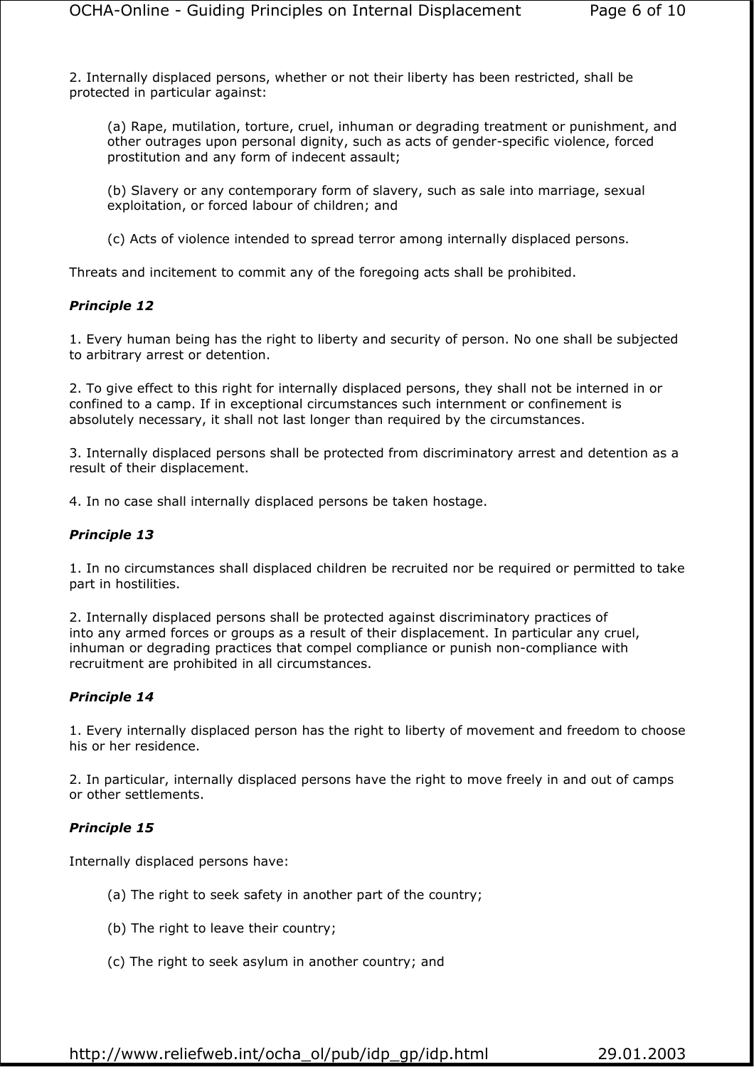2. Internally displaced persons, whether or not their liberty has been restricted, shall be protected in particular against:

> (a) Rape, mutilation, torture, cruel, inhuman or degrading treatment or punishment, and other outrages upon personal dignity, such as acts of gender-specific violence, forced prostitution and any form of indecent assault;
>
> (b) Slavery or any contemporary form of slavery, such as sale into marriage, sexual exploitation, or forced labour of children; and
>
> (c) Acts of violence intended to spread terror among internally displaced persons.

Threats and incitement to commit any of the foregoing acts shall be prohibited.

***Principle 12***

1. Every human being has the right to liberty and security of person. No one shall be subjected to arbitrary arrest or detention.

2. To give effect to this right for internally displaced persons, they shall not be interned in or confined to a camp. If in exceptional circumstances such internment or confinement is absolutely necessary, it shall not last longer than required by the circumstances.

3. Internally displaced persons shall be protected from discriminatory arrest and detention as a result of their displacement.

4. In no case shall internally displaced persons be taken hostage.

***Principle 13***

1. In no circumstances shall displaced children be recruited nor be required or permitted to take part in hostilities.

2. Internally displaced persons shall be protected against discriminatory practices of into any armed forces or groups as a result of their displacement. In particular any cruel, inhuman or degrading practices that compel compliance or punish non-compliance with recruitment are prohibited in all circumstances.

***Principle 14***

1. Every internally displaced person has the right to liberty of movement and freedom to choose his or her residence.

2. In particular, internally displaced persons have the right to move freely in and out of camps or other settlements.

***Principle 15***

Internally displaced persons have:

> (a) The right to seek safety in another part of the country;
>
> (b) The right to leave their country;
>
> (c) The right to seek asylum in another country; and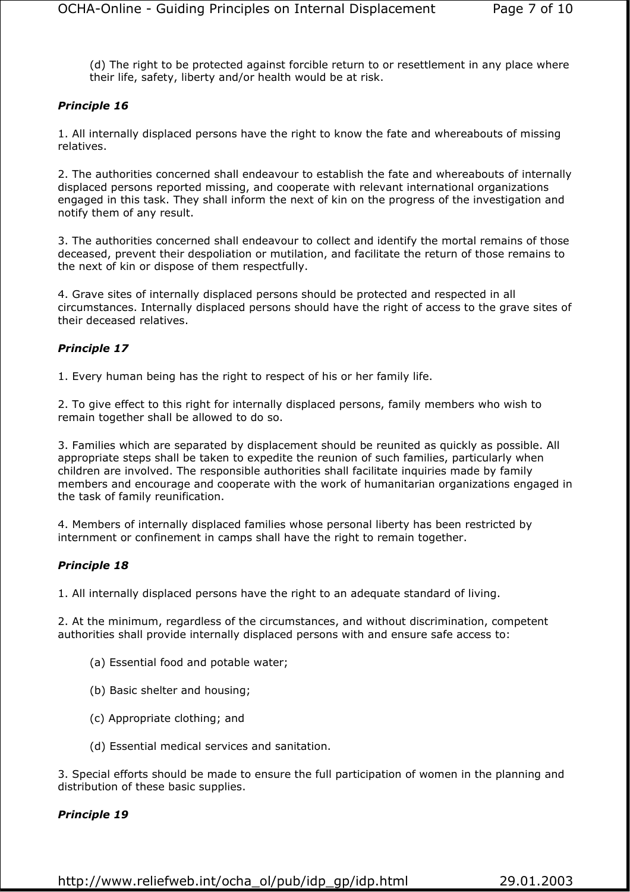(d) The right to be protected against forcible return to or resettlement in any place where their life, safety, liberty and/or health would be at risk.

***Principle 16***

1. All internally displaced persons have the right to know the fate and whereabouts of missing relatives.

2. The authorities concerned shall endeavour to establish the fate and whereabouts of internally displaced persons reported missing, and cooperate with relevant international organizations engaged in this task. They shall inform the next of kin on the progress of the investigation and notify them of any result.

3. The authorities concerned shall endeavour to collect and identify the mortal remains of those deceased, prevent their despoliation or mutilation, and facilitate the return of those remains to the next of kin or dispose of them respectfully.

4. Grave sites of internally displaced persons should be protected and respected in all circumstances. Internally displaced persons should have the right of access to the grave sites of their deceased relatives.

***Principle 17***

1. Every human being has the right to respect of his or her family life.

2. To give effect to this right for internally displaced persons, family members who wish to remain together shall be allowed to do so.

3. Families which are separated by displacement should be reunited as quickly as possible. All appropriate steps shall be taken to expedite the reunion of such families, particularly when children are involved. The responsible authorities shall facilitate inquiries made by family members and encourage and cooperate with the work of humanitarian organizations engaged in the task of family reunification.

4. Members of internally displaced families whose personal liberty has been restricted by internment or confinement in camps shall have the right to remain together.

***Principle 18***

1. All internally displaced persons have the right to an adequate standard of living.

2. At the minimum, regardless of the circumstances, and without discrimination, competent authorities shall provide internally displaced persons with and ensure safe access to:

(a) Essential food and potable water;

(b) Basic shelter and housing;

(c) Appropriate clothing; and

(d) Essential medical services and sanitation.

3. Special efforts should be made to ensure the full participation of women in the planning and distribution of these basic supplies.

***Principle 19***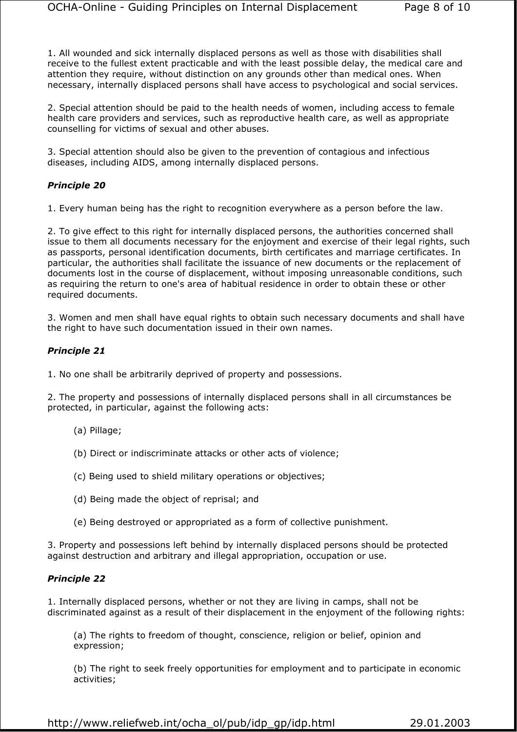1. All wounded and sick internally displaced persons as well as those with disabilities shall receive to the fullest extent practicable and with the least possible delay, the medical care and attention they require, without distinction on any grounds other than medical ones. When necessary, internally displaced persons shall have access to psychological and social services.

2. Special attention should be paid to the health needs of women, including access to female health care providers and services, such as reproductive health care, as well as appropriate counselling for victims of sexual and other abuses.

3. Special attention should also be given to the prevention of contagious and infectious diseases, including AIDS, among internally displaced persons.

***Principle 20***

1. Every human being has the right to recognition everywhere as a person before the law.

2. To give effect to this right for internally displaced persons, the authorities concerned shall issue to them all documents necessary for the enjoyment and exercise of their legal rights, such as passports, personal identification documents, birth certificates and marriage certificates. In particular, the authorities shall facilitate the issuance of new documents or the replacement of documents lost in the course of displacement, without imposing unreasonable conditions, such as requiring the return to one's area of habitual residence in order to obtain these or other required documents.

3. Women and men shall have equal rights to obtain such necessary documents and shall have the right to have such documentation issued in their own names.

***Principle 21***

1. No one shall be arbitrarily deprived of property and possessions.

2. The property and possessions of internally displaced persons shall in all circumstances be protected, in particular, against the following acts:

(a) Pillage;

(b) Direct or indiscriminate attacks or other acts of violence;

(c) Being used to shield military operations or objectives;

(d) Being made the object of reprisal; and

(e) Being destroyed or appropriated as a form of collective punishment.

3. Property and possessions left behind by internally displaced persons should be protected against destruction and arbitrary and illegal appropriation, occupation or use.

***Principle 22***

1. Internally displaced persons, whether or not they are living in camps, shall not be discriminated against as a result of their displacement in the enjoyment of the following rights:

(a) The rights to freedom of thought, conscience, religion or belief, opinion and expression;

(b) The right to seek freely opportunities for employment and to participate in economic activities;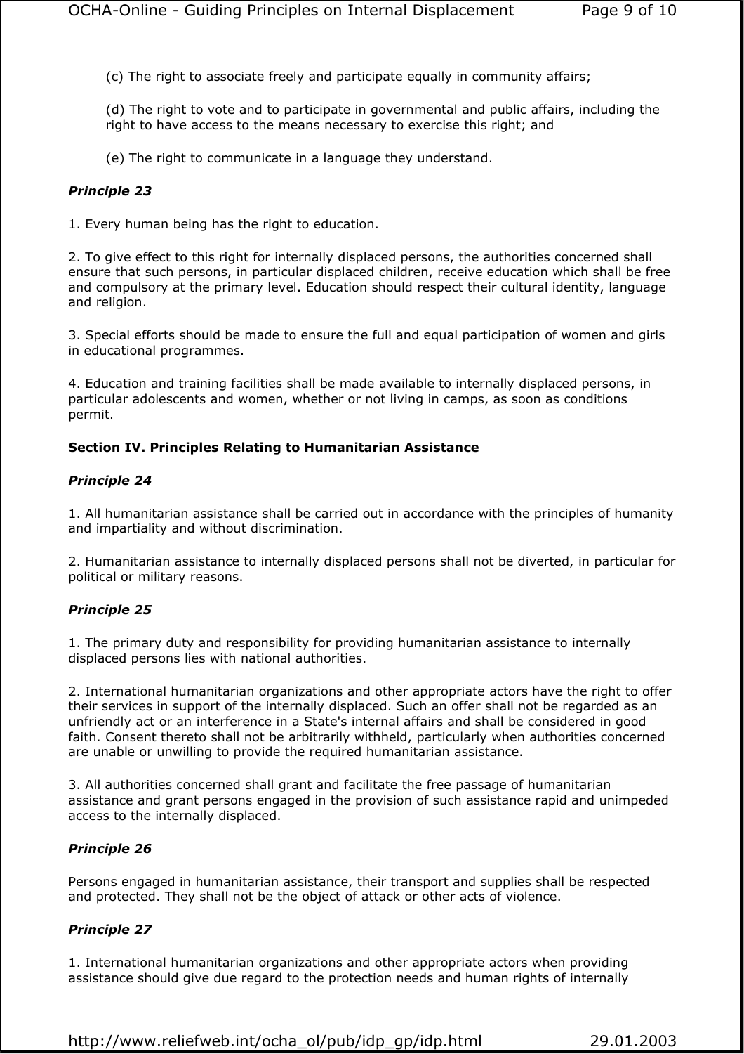(c) The right to associate freely and participate equally in community affairs;

(d) The right to vote and to participate in governmental and public affairs, including the right to have access to the means necessary to exercise this right; and

(e) The right to communicate in a language they understand.

***Principle 23***

1. Every human being has the right to education.

2. To give effect to this right for internally displaced persons, the authorities concerned shall ensure that such persons, in particular displaced children, receive education which shall be free and compulsory at the primary level. Education should respect their cultural identity, language and religion.

3. Special efforts should be made to ensure the full and equal participation of women and girls in educational programmes.

4. Education and training facilities shall be made available to internally displaced persons, in particular adolescents and women, whether or not living in camps, as soon as conditions permit.

**Section IV. Principles Relating to Humanitarian Assistance**

***Principle 24***

1. All humanitarian assistance shall be carried out in accordance with the principles of humanity and impartiality and without discrimination.

2. Humanitarian assistance to internally displaced persons shall not be diverted, in particular for political or military reasons.

***Principle 25***

1. The primary duty and responsibility for providing humanitarian assistance to internally displaced persons lies with national authorities.

2. International humanitarian organizations and other appropriate actors have the right to offer their services in support of the internally displaced. Such an offer shall not be regarded as an unfriendly act or an interference in a State's internal affairs and shall be considered in good faith. Consent thereto shall not be arbitrarily withheld, particularly when authorities concerned are unable or unwilling to provide the required humanitarian assistance.

3. All authorities concerned shall grant and facilitate the free passage of humanitarian assistance and grant persons engaged in the provision of such assistance rapid and unimpeded access to the internally displaced.

***Principle 26***

Persons engaged in humanitarian assistance, their transport and supplies shall be respected and protected. They shall not be the object of attack or other acts of violence.

***Principle 27***

1. International humanitarian organizations and other appropriate actors when providing assistance should give due regard to the protection needs and human rights of internally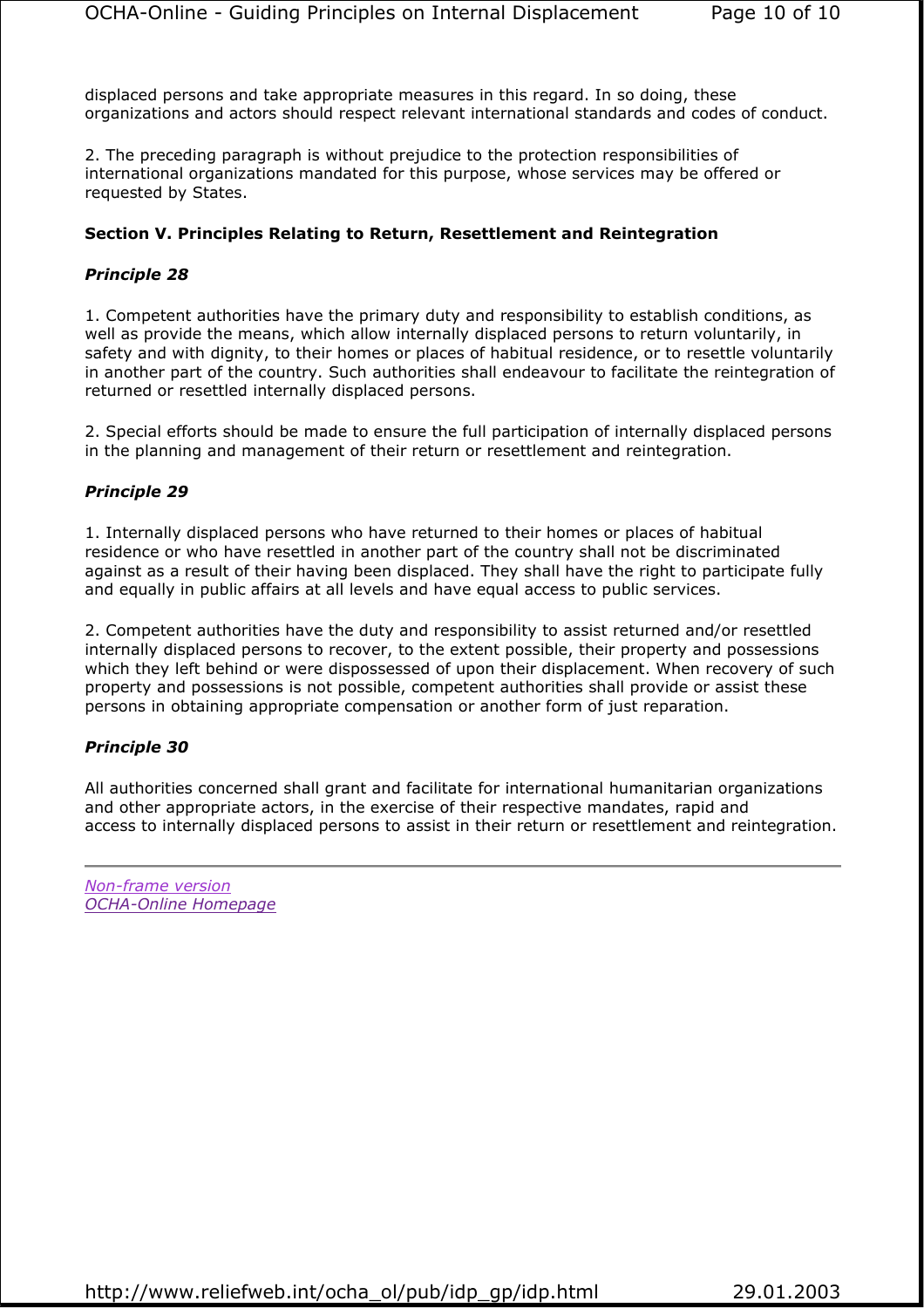displaced persons and take appropriate measures in this regard. In so doing, these organizations and actors should respect relevant international standards and codes of conduct.

2. The preceding paragraph is without prejudice to the protection responsibilities of international organizations mandated for this purpose, whose services may be offered or requested by States.

## Section V. Principles Relating to Return, Resettlement and Reintegration

### *Principle 28*

1. Competent authorities have the primary duty and responsibility to establish conditions, as well as provide the means, which allow internally displaced persons to return voluntarily, in safety and with dignity, to their homes or places of habitual residence, or to resettle voluntarily in another part of the country. Such authorities shall endeavour to facilitate the reintegration of returned or resettled internally displaced persons.

2. Special efforts should be made to ensure the full participation of internally displaced persons in the planning and management of their return or resettlement and reintegration.

### *Principle 29*

1. Internally displaced persons who have returned to their homes or places of habitual residence or who have resettled in another part of the country shall not be discriminated against as a result of their having been displaced. They shall have the right to participate fully and equally in public affairs at all levels and have equal access to public services.

2. Competent authorities have the duty and responsibility to assist returned and/or resettled internally displaced persons to recover, to the extent possible, their property and possessions which they left behind or were dispossessed of upon their displacement. When recovery of such property and possessions is not possible, competent authorities shall provide or assist these persons in obtaining appropriate compensation or another form of just reparation.

### *Principle 30*

All authorities concerned shall grant and facilitate for international humanitarian organizations and other appropriate actors, in the exercise of their respective mandates, rapid and access to internally displaced persons to assist in their return or resettlement and reintegration.

---

*Non-frame version*
*OCHA-Online Homepage*